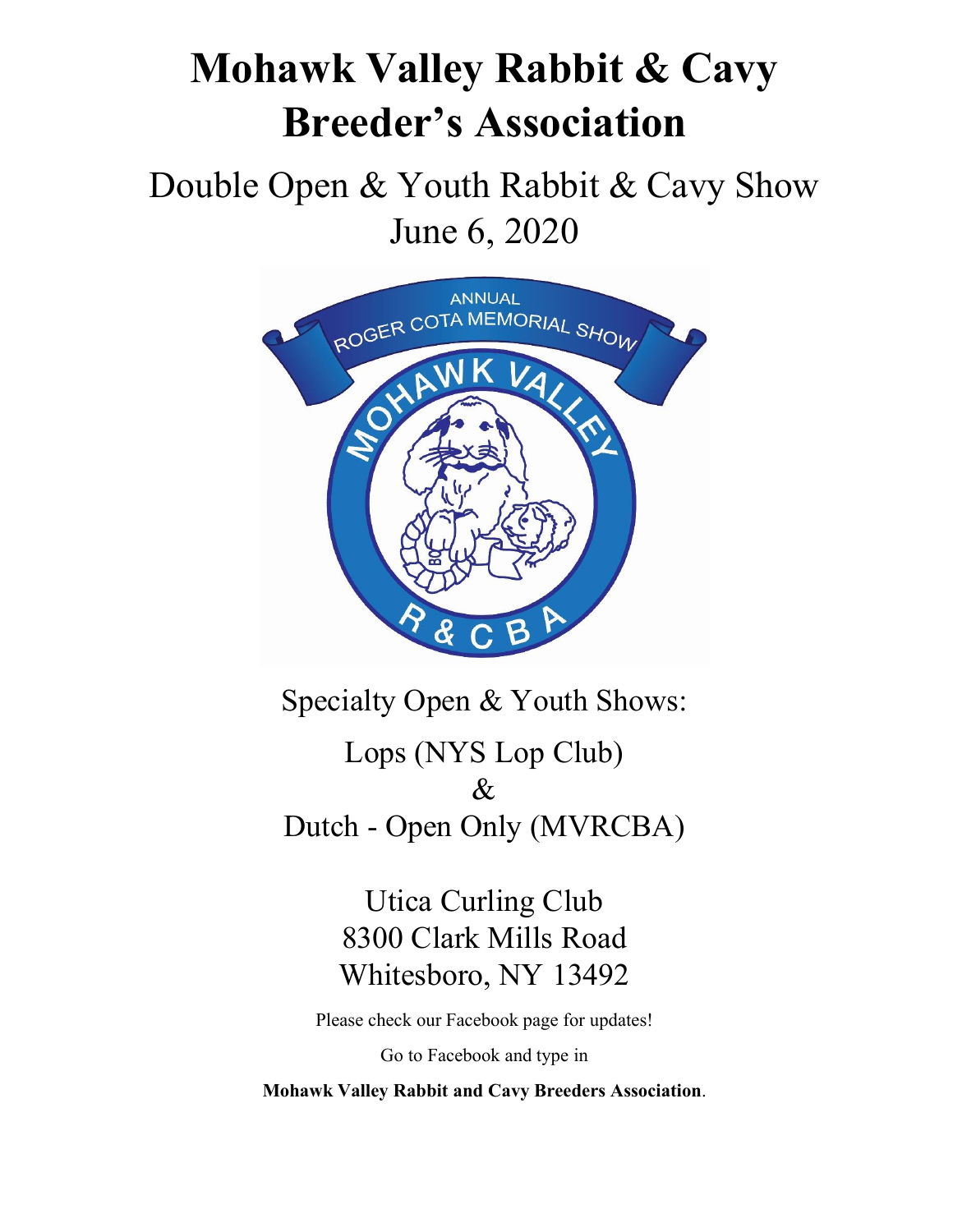# Mohawk Valley Rabbit & Cavy Breeder's Association

## Double Open & Youth Rabbit & Cavy Show
## June 6, 2020

Specialty Open & Youth Shows:

Lops (NYS Lop Club)

&

Dutch - Open Only (MVRCBA)

Utica Curling Club
8300 Clark Mills Road
Whitesboro, NY 13492

Please check our Facebook page for updates!

Go to Facebook and type in

**Mohawk Valley Rabbit and Cavy Breeders Association**.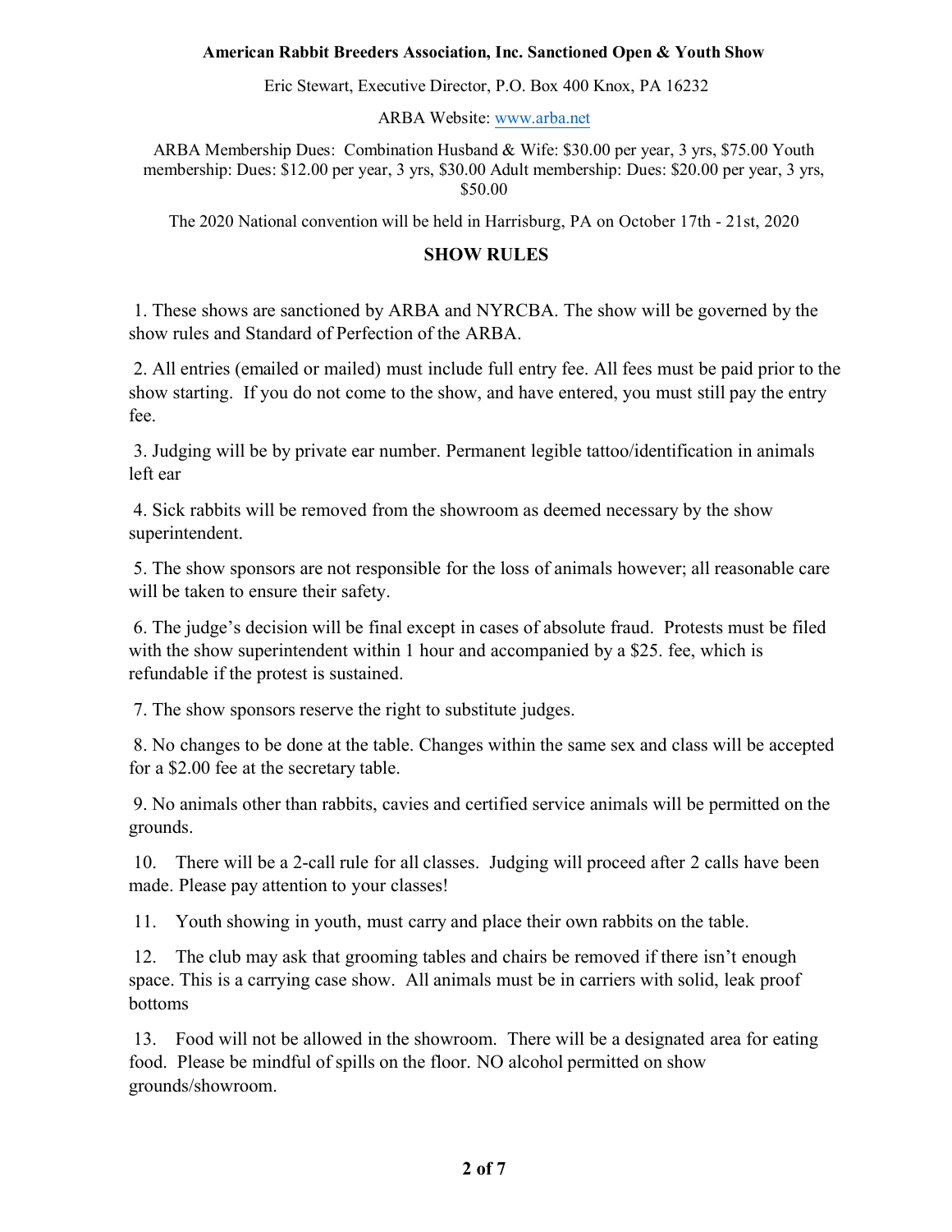**American Rabbit Breeders Association, Inc. Sanctioned Open & Youth Show**

Eric Stewart, Executive Director, P.O. Box 400 Knox, PA 16232

ARBA Website: www.arba.net

ARBA Membership Dues: Combination Husband & Wife: $30.00 per year, 3 yrs, $75.00 Youth membership: Dues: $12.00 per year, 3 yrs, $30.00 Adult membership: Dues: $20.00 per year, 3 yrs, $50.00

The 2020 National convention will be held in Harrisburg, PA on October 17th - 21st, 2020

## SHOW RULES

1. These shows are sanctioned by ARBA and NYRCBA. The show will be governed by the show rules and Standard of Perfection of the ARBA.

2. All entries (emailed or mailed) must include full entry fee. All fees must be paid prior to the show starting. If you do not come to the show, and have entered, you must still pay the entry fee.

3. Judging will be by private ear number. Permanent legible tattoo/identification in animals left ear

4. Sick rabbits will be removed from the showroom as deemed necessary by the show superintendent.

5. The show sponsors are not responsible for the loss of animals however; all reasonable care will be taken to ensure their safety.

6. The judge's decision will be final except in cases of absolute fraud. Protests must be filed with the show superintendent within 1 hour and accompanied by a $25. fee, which is refundable if the protest is sustained.

7. The show sponsors reserve the right to substitute judges.

8. No changes to be done at the table. Changes within the same sex and class will be accepted for a $2.00 fee at the secretary table.

9. No animals other than rabbits, cavies and certified service animals will be permitted on the grounds.

10. There will be a 2-call rule for all classes. Judging will proceed after 2 calls have been made. Please pay attention to your classes!

11. Youth showing in youth, must carry and place their own rabbits on the table.

12. The club may ask that grooming tables and chairs be removed if there isn't enough space. This is a carrying case show. All animals must be in carriers with solid, leak proof bottoms

13. Food will not be allowed in the showroom. There will be a designated area for eating food. Please be mindful of spills on the floor. NO alcohol permitted on show grounds/showroom.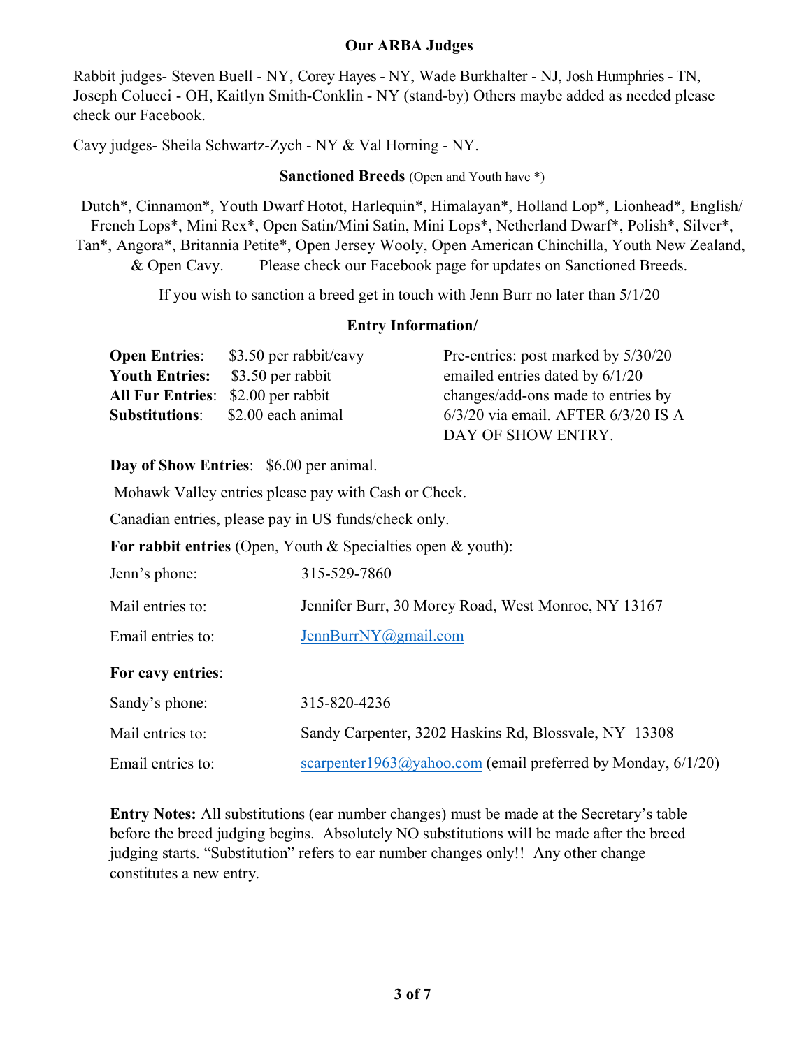## Our ARBA Judges

Rabbit judges- Steven Buell - NY, Corey Hayes - NY, Wade Burkhalter - NJ, Josh Humphries - TN, Joseph Colucci - OH, Kaitlyn Smith-Conklin - NY (stand-by) Others maybe added as needed please check our Facebook.

Cavy judges- Sheila Schwartz-Zych - NY & Val Horning - NY.

## Sanctioned Breeds (Open and Youth have *)

Dutch*, Cinnamon*, Youth Dwarf Hotot, Harlequin*, Himalayan*, Holland Lop*, Lionhead*, English/French Lops*, Mini Rex*, Open Satin/Mini Satin, Mini Lops*, Netherland Dwarf*, Polish*, Silver*, Tan*, Angora*, Britannia Petite*, Open Jersey Wooly, Open American Chinchilla, Youth New Zealand, & Open Cavy. Please check our Facebook page for updates on Sanctioned Breeds.

If you wish to sanction a breed get in touch with Jenn Burr no later than 5/1/20

## Entry Information/

**Open Entries**: $3.50 per rabbit/cavy
**Youth Entries:** $3.50 per rabbit
**All Fur Entries**: $2.00 per rabbit
**Substitutions**: $2.00 each animal

Pre-entries: post marked by 5/30/20 emailed entries dated by 6/1/20 changes/add-ons made to entries by 6/3/20 via email. AFTER 6/3/20 IS A DAY OF SHOW ENTRY.

**Day of Show Entries**: $6.00 per animal.

Mohawk Valley entries please pay with Cash or Check.

Canadian entries, please pay in US funds/check only.

**For rabbit entries** (Open, Youth & Specialties open & youth):

Jenn's phone: 315-529-7860

Mail entries to: Jennifer Burr, 30 Morey Road, West Monroe, NY 13167

Email entries to: JennBurrNY@gmail.com

**For cavy entries**:

Sandy's phone: 315-820-4236

Mail entries to: Sandy Carpenter, 3202 Haskins Rd, Blossvale, NY 13308

Email entries to: scarpenter1963@yahoo.com (email preferred by Monday, 6/1/20)

**Entry Notes:** All substitutions (ear number changes) must be made at the Secretary's table before the breed judging begins. Absolutely NO substitutions will be made after the breed judging starts. "Substitution" refers to ear number changes only!! Any other change constitutes a new entry.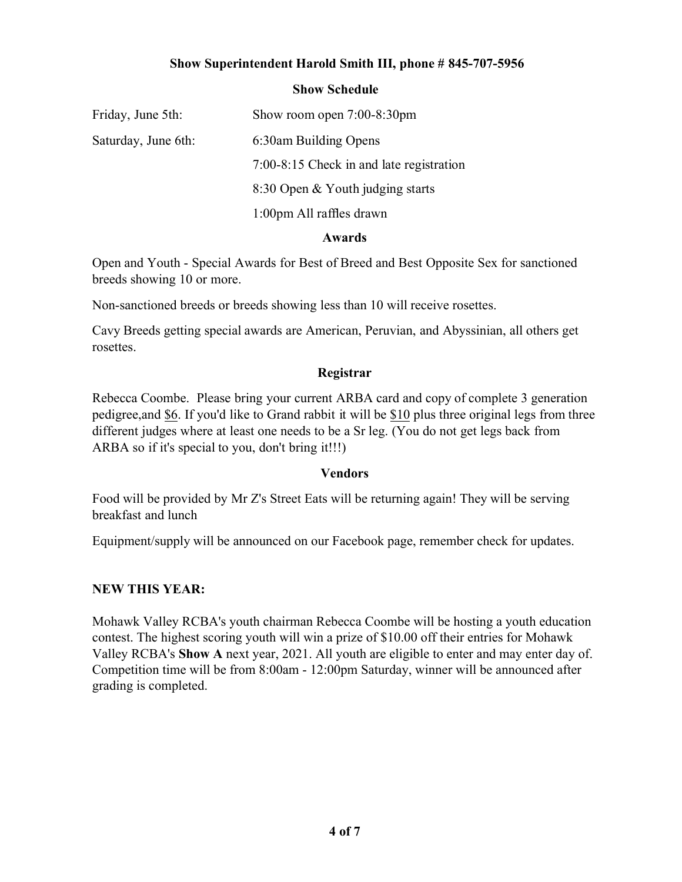**Show Superintendent Harold Smith III, phone # 845-707-5956**

## Show Schedule

| | |
|---|---|
| Friday, June 5th: | Show room open 7:00-8:30pm |
| Saturday, June 6th: | 6:30am Building Opens |
| | 7:00-8:15 Check in and late registration |
| | 8:30 Open & Youth judging starts |
| | 1:00pm All raffles drawn |

## Awards

Open and Youth - Special Awards for Best of Breed and Best Opposite Sex for sanctioned breeds showing 10 or more.

Non-sanctioned breeds or breeds showing less than 10 will receive rosettes.

Cavy Breeds getting special awards are American, Peruvian, and Abyssinian, all others get rosettes.

## Registrar

Rebecca Coombe. Please bring your current ARBA card and copy of complete 3 generation pedigree,and $6. If you'd like to Grand rabbit it will be $10 plus three original legs from three different judges where at least one needs to be a Sr leg. (You do not get legs back from ARBA so if it's special to you, don't bring it!!!)

## Vendors

Food will be provided by Mr Z's Street Eats will be returning again! They will be serving breakfast and lunch

Equipment/supply will be announced on our Facebook page, remember check for updates.

**NEW THIS YEAR:**

Mohawk Valley RCBA's youth chairman Rebecca Coombe will be hosting a youth education contest. The highest scoring youth will win a prize of $10.00 off their entries for Mohawk Valley RCBA's **Show A** next year, 2021. All youth are eligible to enter and may enter day of. Competition time will be from 8:00am - 12:00pm Saturday, winner will be announced after grading is completed.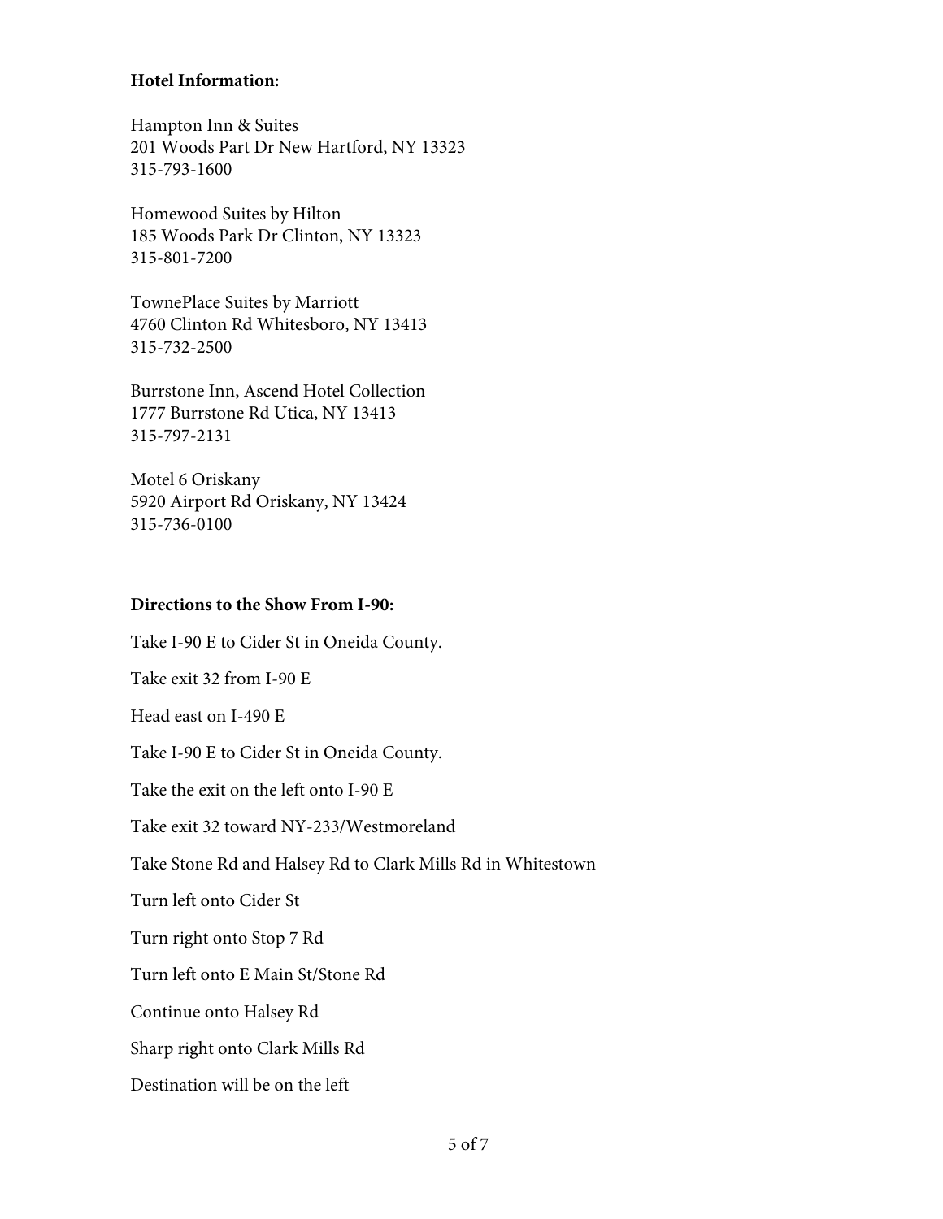**Hotel Information:**

Hampton Inn & Suites
201 Woods Part Dr New Hartford, NY 13323
315-793-1600

Homewood Suites by Hilton
185 Woods Park Dr Clinton, NY 13323
315-801-7200

TownePlace Suites by Marriott
4760 Clinton Rd Whitesboro, NY 13413
315-732-2500

Burrstone Inn, Ascend Hotel Collection
1777 Burrstone Rd Utica, NY 13413
315-797-2131

Motel 6 Oriskany
5920 Airport Rd Oriskany, NY 13424
315-736-0100

**Directions to the Show From I-90:**

Take I-90 E to Cider St in Oneida County.

Take exit 32 from I-90 E

Head east on I-490 E

Take I-90 E to Cider St in Oneida County.

Take the exit on the left onto I-90 E

Take exit 32 toward NY-233/Westmoreland

Take Stone Rd and Halsey Rd to Clark Mills Rd in Whitestown

Turn left onto Cider St

Turn right onto Stop 7 Rd

Turn left onto E Main St/Stone Rd

Continue onto Halsey Rd

Sharp right onto Clark Mills Rd

Destination will be on the left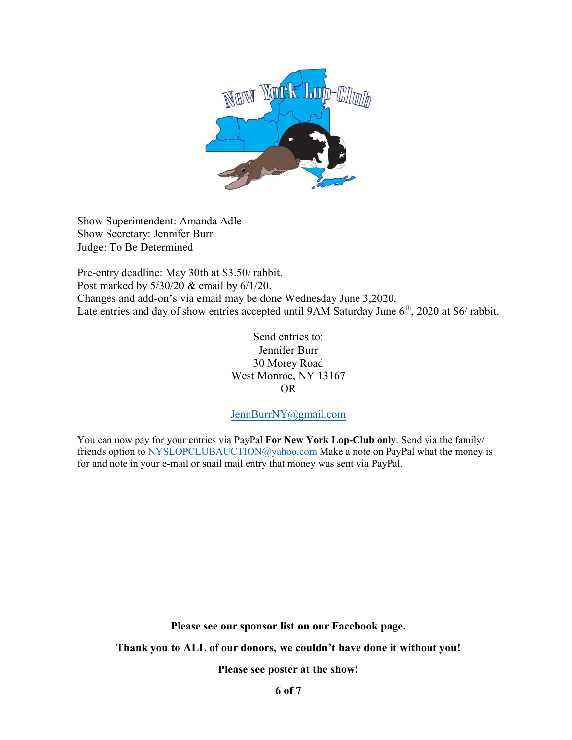Show Superintendent: Amanda Adle
Show Secretary: Jennifer Burr
Judge: To Be Determined

Pre-entry deadline: May 30th at $3.50/ rabbit.
Post marked by 5/30/20 & email by 6/1/20.
Changes and add-on's via email may be done Wednesday June 3,2020.
Late entries and day of show entries accepted until 9AM Saturday June 6th, 2020 at $6/ rabbit.

Send entries to:
Jennifer Burr
30 Morey Road
West Monroe, NY 13167
OR

JennBurrNY@gmail.com

You can now pay for your entries via PayPal **For New York Lop-Club only**. Send via the family/ friends option to NYSLOPCLUBAUCTION@yahoo.com Make a note on PayPal what the money is for and note in your e-mail or snail mail entry that money was sent via PayPal.

**Please see our sponsor list on our Facebook page.**

**Thank you to ALL of our donors, we couldn't have done it without you!**

**Please see poster at the show!**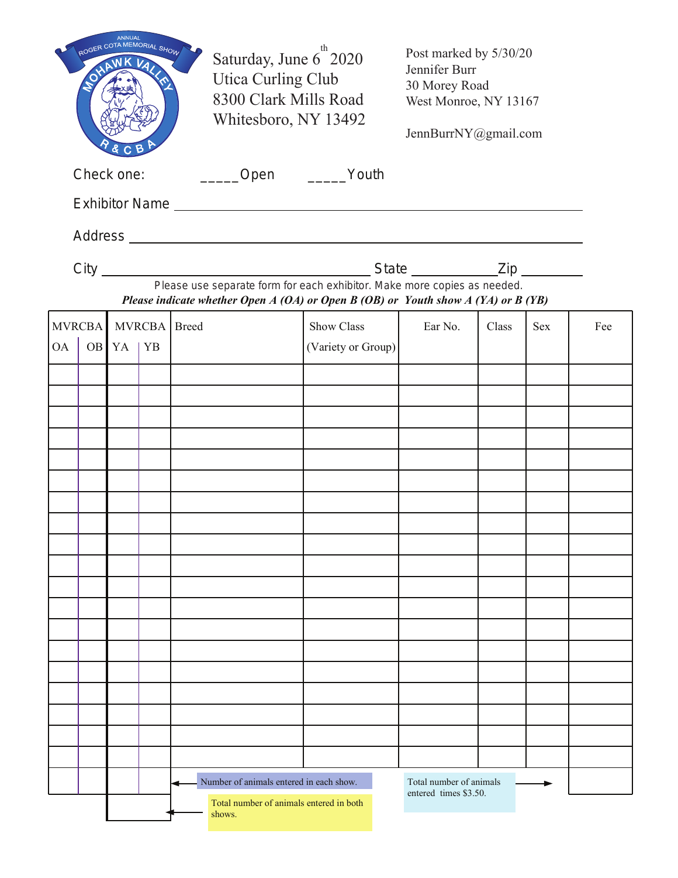ANNUAL ROGER COTA MEMORIAL SHOW
MOHAWK VALLEY R & C B A

Saturday, June 6th 2020
Utica Curling Club
8300 Clark Mills Road
Whitesboro, NY 13492

Post marked by 5/30/20
Jennifer Burr
30 Morey Road
West Monroe, NY 13167

JennBurrNY@gmail.com

Check one: _____Open _____Youth

Exhibitor Name ______________________________________________

Address ______________________________________________

City ______________________________ State ____________Zip _________

Please use separate form for each exhibitor. Make more copies as needed.

***Please indicate whether Open A (OA) or Open B (OB) or Youth show A (YA) or B (YB)***

| MVRCBA | | MVRCBA | | Breed | Show Class | Ear No. | Class | Sex | Fee |
|---|---|---|---|---|---|---|---|---|---|
| OA | OB | YA | YB | | (Variety or Group) | | | | |
| | | | | | | | | | |
| | | | | | | | | | |
| | | | | | | | | | |
| | | | | | | | | | |
| | | | | | | | | | |
| | | | | | | | | | |
| | | | | | | | | | |
| | | | | | | | | | |
| | | | | | | | | | |
| | | | | | | | | | |
| | | | | | | | | | |
| | | | | | | | | | |
| | | | | | | | | | |
| | | | | | | | | | |
| | | | | | | | | | |
| | | | | | | | | | |
| | | | | | | | | | |
| | | | | | | | | | |
| | | | | | | | | | |
| | | | | ← Number of animals entered in each show. | | Total number of animals entered times $3.50. → | | | |
| | | | | ← Total number of animals entered in both shows. | | | | | |